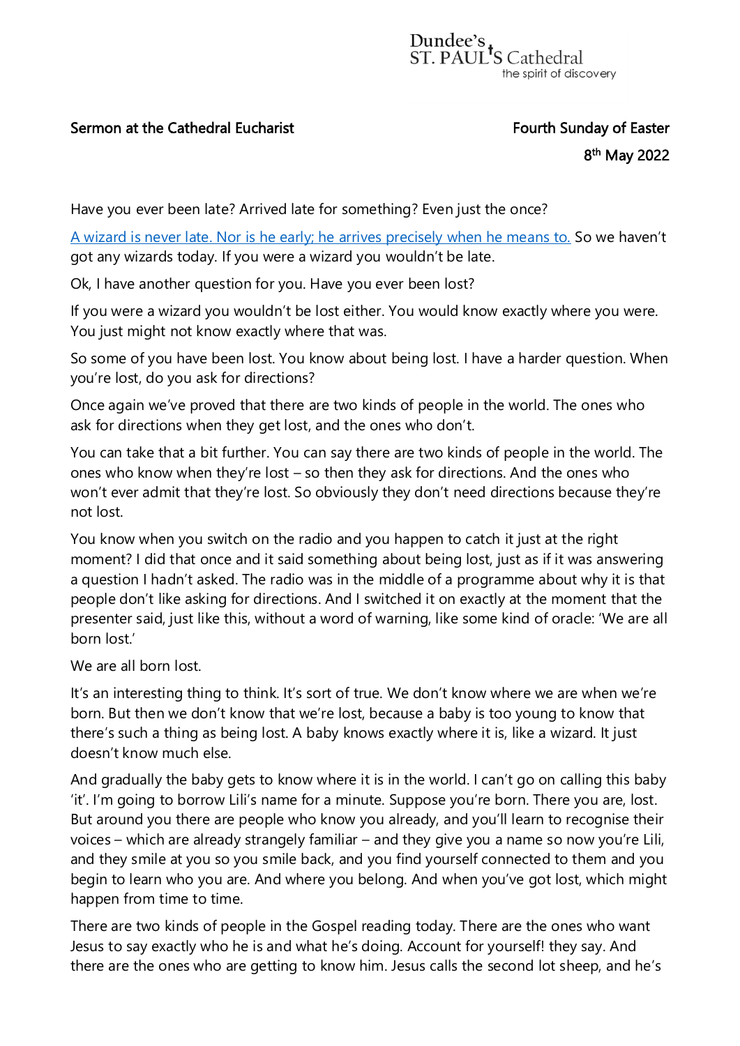Dundee's ST. PAUL'S Cathedral
the spirit of discovery

**Sermon at the Cathedral Eucharist** **Fourth Sunday of Easter**

**8th May 2022**

Have you ever been late? Arrived late for something? Even just the once?

A wizard is never late. Nor is he early; he arrives precisely when he means to. So we haven't got any wizards today. If you were a wizard you wouldn't be late.

Ok, I have another question for you. Have you ever been lost?

If you were a wizard you wouldn't be lost either. You would know exactly where you were. You just might not know exactly where that was.

So some of you have been lost. You know about being lost. I have a harder question. When you're lost, do you ask for directions?

Once again we've proved that there are two kinds of people in the world. The ones who ask for directions when they get lost, and the ones who don't.

You can take that a bit further. You can say there are two kinds of people in the world. The ones who know when they're lost – so then they ask for directions. And the ones who won't ever admit that they're lost. So obviously they don't need directions because they're not lost.

You know when you switch on the radio and you happen to catch it just at the right moment? I did that once and it said something about being lost, just as if it was answering a question I hadn't asked. The radio was in the middle of a programme about why it is that people don't like asking for directions. And I switched it on exactly at the moment that the presenter said, just like this, without a word of warning, like some kind of oracle: 'We are all born lost.'

We are all born lost.

It's an interesting thing to think. It's sort of true. We don't know where we are when we're born. But then we don't know that we're lost, because a baby is too young to know that there's such a thing as being lost. A baby knows exactly where it is, like a wizard. It just doesn't know much else.

And gradually the baby gets to know where it is in the world. I can't go on calling this baby 'it'. I'm going to borrow Lili's name for a minute. Suppose you're born. There you are, lost. But around you there are people who know you already, and you'll learn to recognise their voices – which are already strangely familiar – and they give you a name so now you're Lili, and they smile at you so you smile back, and you find yourself connected to them and you begin to learn who you are. And where you belong. And when you've got lost, which might happen from time to time.

There are two kinds of people in the Gospel reading today. There are the ones who want Jesus to say exactly who he is and what he's doing. Account for yourself! they say. And there are the ones who are getting to know him. Jesus calls the second lot sheep, and he's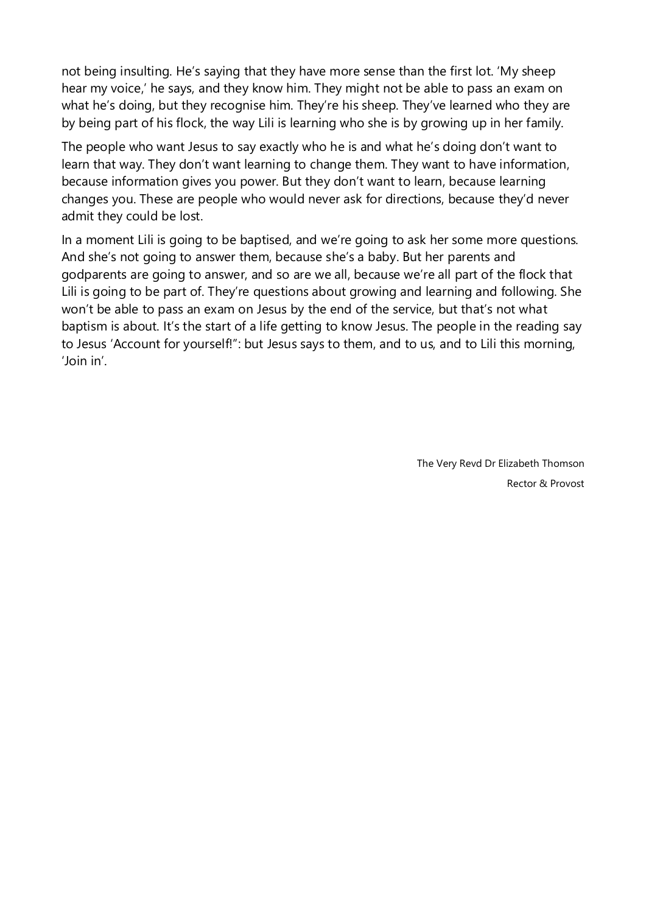not being insulting. He's saying that they have more sense than the first lot. 'My sheep hear my voice,' he says, and they know him. They might not be able to pass an exam on what he's doing, but they recognise him. They're his sheep. They've learned who they are by being part of his flock, the way Lili is learning who she is by growing up in her family.

The people who want Jesus to say exactly who he is and what he's doing don't want to learn that way. They don't want learning to change them. They want to have information, because information gives you power. But they don't want to learn, because learning changes you. These are people who would never ask for directions, because they'd never admit they could be lost.

In a moment Lili is going to be baptised, and we're going to ask her some more questions. And she's not going to answer them, because she's a baby. But her parents and godparents are going to answer, and so are we all, because we're all part of the flock that Lili is going to be part of. They're questions about growing and learning and following. She won't be able to pass an exam on Jesus by the end of the service, but that's not what baptism is about. It's the start of a life getting to know Jesus. The people in the reading say to Jesus 'Account for yourself!": but Jesus says to them, and to us, and to Lili this morning, 'Join in'.

The Very Revd Dr Elizabeth Thomson
Rector & Provost